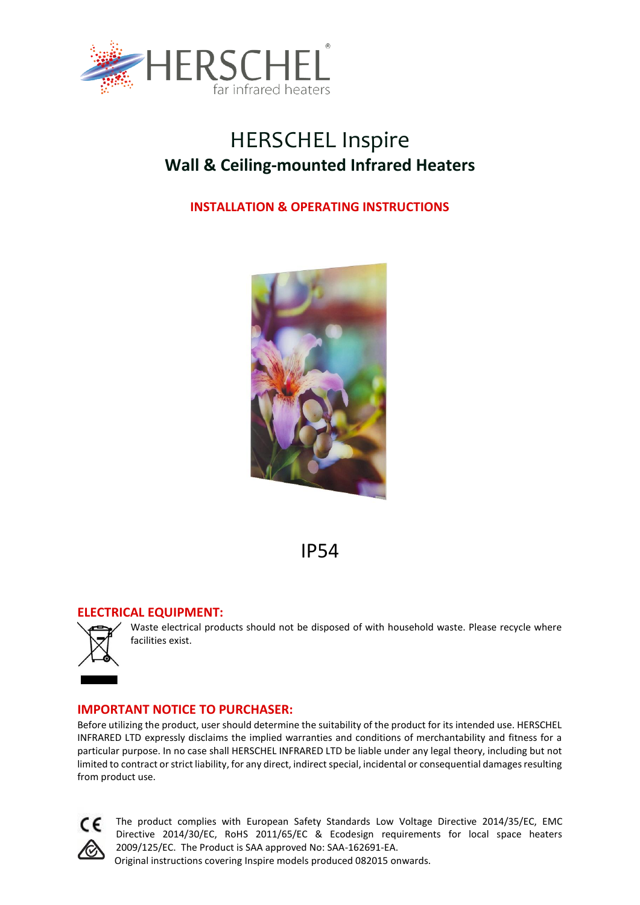HERSCHEL®
far infrared heaters

# HERSCHEL Inspire

## Wall & Ceiling-mounted Infrared Heaters

**INSTALLATION & OPERATING INSTRUCTIONS**

IP54

### ELECTRICAL EQUIPMENT:

Waste electrical products should not be disposed of with household waste. Please recycle where facilities exist.

### IMPORTANT NOTICE TO PURCHASER:

Before utilizing the product, user should determine the suitability of the product for its intended use. HERSCHEL INFRARED LTD expressly disclaims the implied warranties and conditions of merchantability and fitness for a particular purpose. In no case shall HERSCHEL INFRARED LTD be liable under any legal theory, including but not limited to contract or strict liability, for any direct, indirect special, incidental or consequential damages resulting from product use.

The product complies with European Safety Standards Low Voltage Directive 2014/35/EC, EMC Directive 2014/30/EC, RoHS 2011/65/EC & Ecodesign requirements for local space heaters 2009/125/EC. The Product is SAA approved No: SAA-162691-EA.
Original instructions covering Inspire models produced 082015 onwards.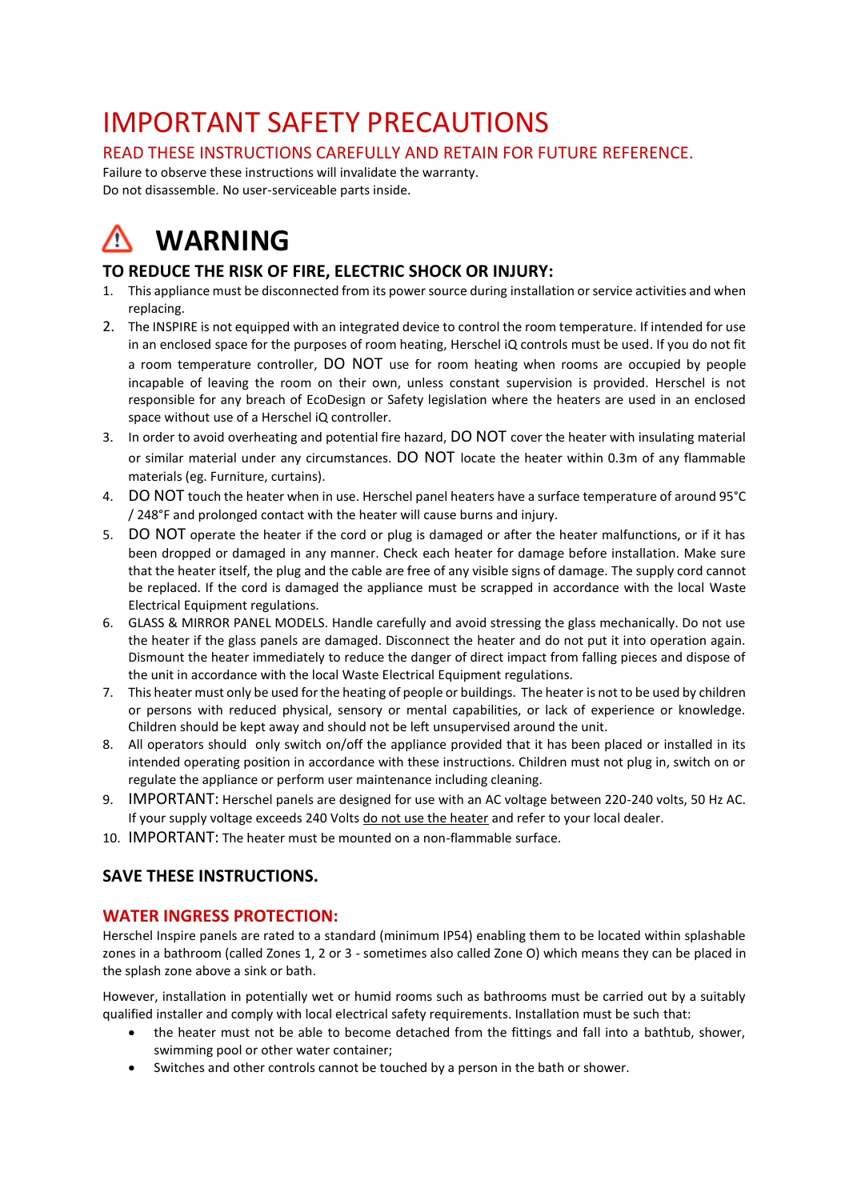# IMPORTANT SAFETY PRECAUTIONS

## READ THESE INSTRUCTIONS CAREFULLY AND RETAIN FOR FUTURE REFERENCE.

Failure to observe these instructions will invalidate the warranty.
Do not disassemble. No user-serviceable parts inside.

# ⚠ WARNING

### TO REDUCE THE RISK OF FIRE, ELECTRIC SHOCK OR INJURY:

1. This appliance must be disconnected from its power source during installation or service activities and when replacing.
2. The INSPIRE is not equipped with an integrated device to control the room temperature. If intended for use in an enclosed space for the purposes of room heating, Herschel iQ controls must be used. If you do not fit a room temperature controller, DO NOT use for room heating when rooms are occupied by people incapable of leaving the room on their own, unless constant supervision is provided. Herschel is not responsible for any breach of EcoDesign or Safety legislation where the heaters are used in an enclosed space without use of a Herschel iQ controller.
3. In order to avoid overheating and potential fire hazard, DO NOT cover the heater with insulating material or similar material under any circumstances. DO NOT locate the heater within 0.3m of any flammable materials (eg. Furniture, curtains).
4. DO NOT touch the heater when in use. Herschel panel heaters have a surface temperature of around 95°C / 248°F and prolonged contact with the heater will cause burns and injury.
5. DO NOT operate the heater if the cord or plug is damaged or after the heater malfunctions, or if it has been dropped or damaged in any manner. Check each heater for damage before installation. Make sure that the heater itself, the plug and the cable are free of any visible signs of damage. The supply cord cannot be replaced. If the cord is damaged the appliance must be scrapped in accordance with the local Waste Electrical Equipment regulations.
6. GLASS & MIRROR PANEL MODELS. Handle carefully and avoid stressing the glass mechanically. Do not use the heater if the glass panels are damaged. Disconnect the heater and do not put it into operation again. Dismount the heater immediately to reduce the danger of direct impact from falling pieces and dispose of the unit in accordance with the local Waste Electrical Equipment regulations.
7. This heater must only be used for the heating of people or buildings. The heater is not to be used by children or persons with reduced physical, sensory or mental capabilities, or lack of experience or knowledge. Children should be kept away and should not be left unsupervised around the unit.
8. All operators should only switch on/off the appliance provided that it has been placed or installed in its intended operating position in accordance with these instructions. Children must not plug in, switch on or regulate the appliance or perform user maintenance including cleaning.
9. IMPORTANT: Herschel panels are designed for use with an AC voltage between 220-240 volts, 50 Hz AC. If your supply voltage exceeds 240 Volts <u>do not use the heater</u> and refer to your local dealer.
10. IMPORTANT: The heater must be mounted on a non-flammable surface.

### SAVE THESE INSTRUCTIONS.

### WATER INGRESS PROTECTION:

Herschel Inspire panels are rated to a standard (minimum IP54) enabling them to be located within splashable zones in a bathroom (called Zones 1, 2 or 3 - sometimes also called Zone O) which means they can be placed in the splash zone above a sink or bath.

However, installation in potentially wet or humid rooms such as bathrooms must be carried out by a suitably qualified installer and comply with local electrical safety requirements. Installation must be such that:

- the heater must not be able to become detached from the fittings and fall into a bathtub, shower, swimming pool or other water container;
- Switches and other controls cannot be touched by a person in the bath or shower.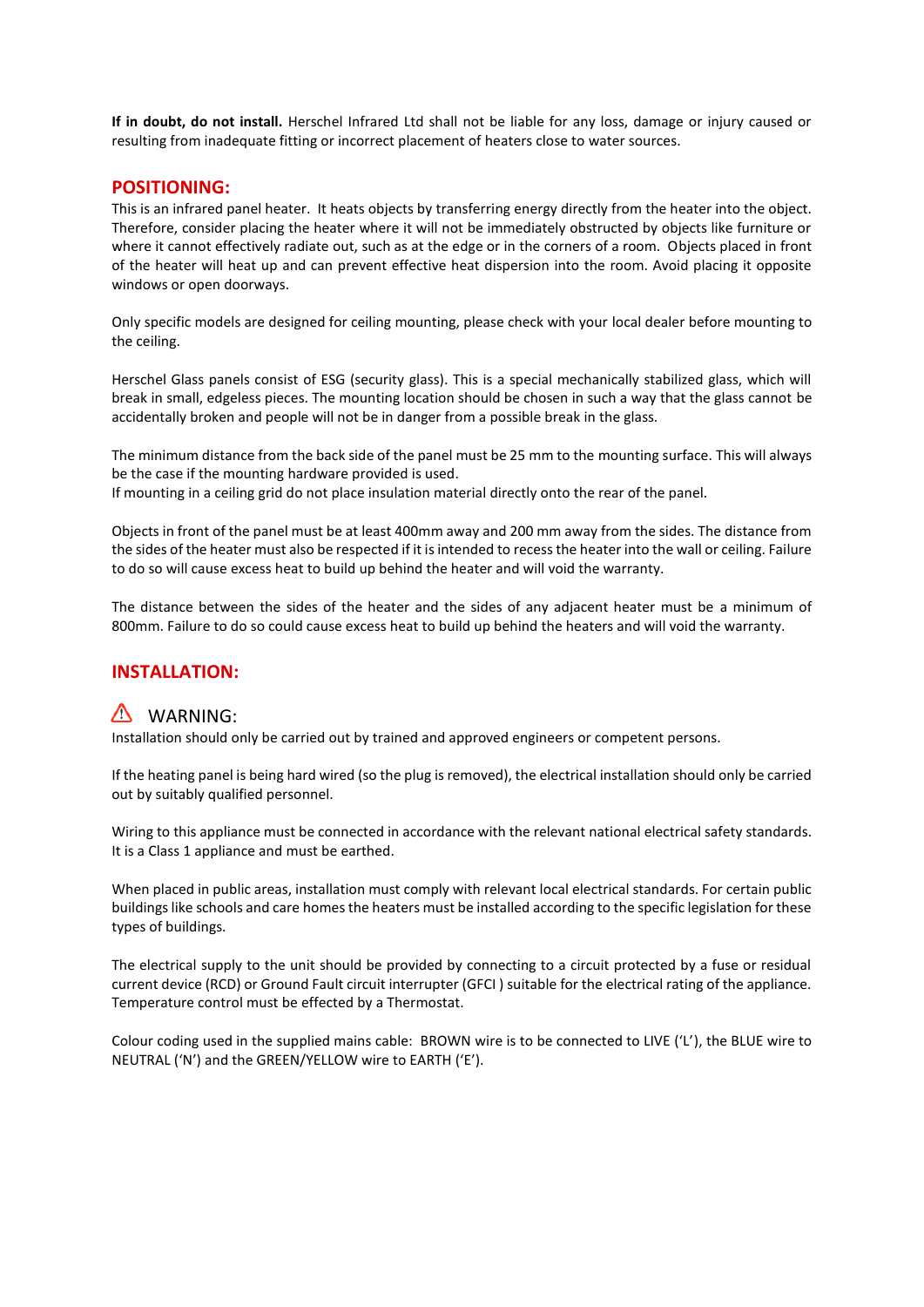**If in doubt, do not install.** Herschel Infrared Ltd shall not be liable for any loss, damage or injury caused or resulting from inadequate fitting or incorrect placement of heaters close to water sources.

## POSITIONING:

This is an infrared panel heater. It heats objects by transferring energy directly from the heater into the object. Therefore, consider placing the heater where it will not be immediately obstructed by objects like furniture or where it cannot effectively radiate out, such as at the edge or in the corners of a room. Objects placed in front of the heater will heat up and can prevent effective heat dispersion into the room. Avoid placing it opposite windows or open doorways.

Only specific models are designed for ceiling mounting, please check with your local dealer before mounting to the ceiling.

Herschel Glass panels consist of ESG (security glass). This is a special mechanically stabilized glass, which will break in small, edgeless pieces. The mounting location should be chosen in such a way that the glass cannot be accidentally broken and people will not be in danger from a possible break in the glass.

The minimum distance from the back side of the panel must be 25 mm to the mounting surface. This will always be the case if the mounting hardware provided is used.
If mounting in a ceiling grid do not place insulation material directly onto the rear of the panel.

Objects in front of the panel must be at least 400mm away and 200 mm away from the sides. The distance from the sides of the heater must also be respected if it is intended to recess the heater into the wall or ceiling. Failure to do so will cause excess heat to build up behind the heater and will void the warranty.

The distance between the sides of the heater and the sides of any adjacent heater must be a minimum of 800mm. Failure to do so could cause excess heat to build up behind the heaters and will void the warranty.

## INSTALLATION:

### ⚠ WARNING:

Installation should only be carried out by trained and approved engineers or competent persons.

If the heating panel is being hard wired (so the plug is removed), the electrical installation should only be carried out by suitably qualified personnel.

Wiring to this appliance must be connected in accordance with the relevant national electrical safety standards. It is a Class 1 appliance and must be earthed.

When placed in public areas, installation must comply with relevant local electrical standards. For certain public buildings like schools and care homes the heaters must be installed according to the specific legislation for these types of buildings.

The electrical supply to the unit should be provided by connecting to a circuit protected by a fuse or residual current device (RCD) or Ground Fault circuit interrupter (GFCI ) suitable for the electrical rating of the appliance. Temperature control must be effected by a Thermostat.

Colour coding used in the supplied mains cable: BROWN wire is to be connected to LIVE ('L'), the BLUE wire to NEUTRAL ('N') and the GREEN/YELLOW wire to EARTH ('E').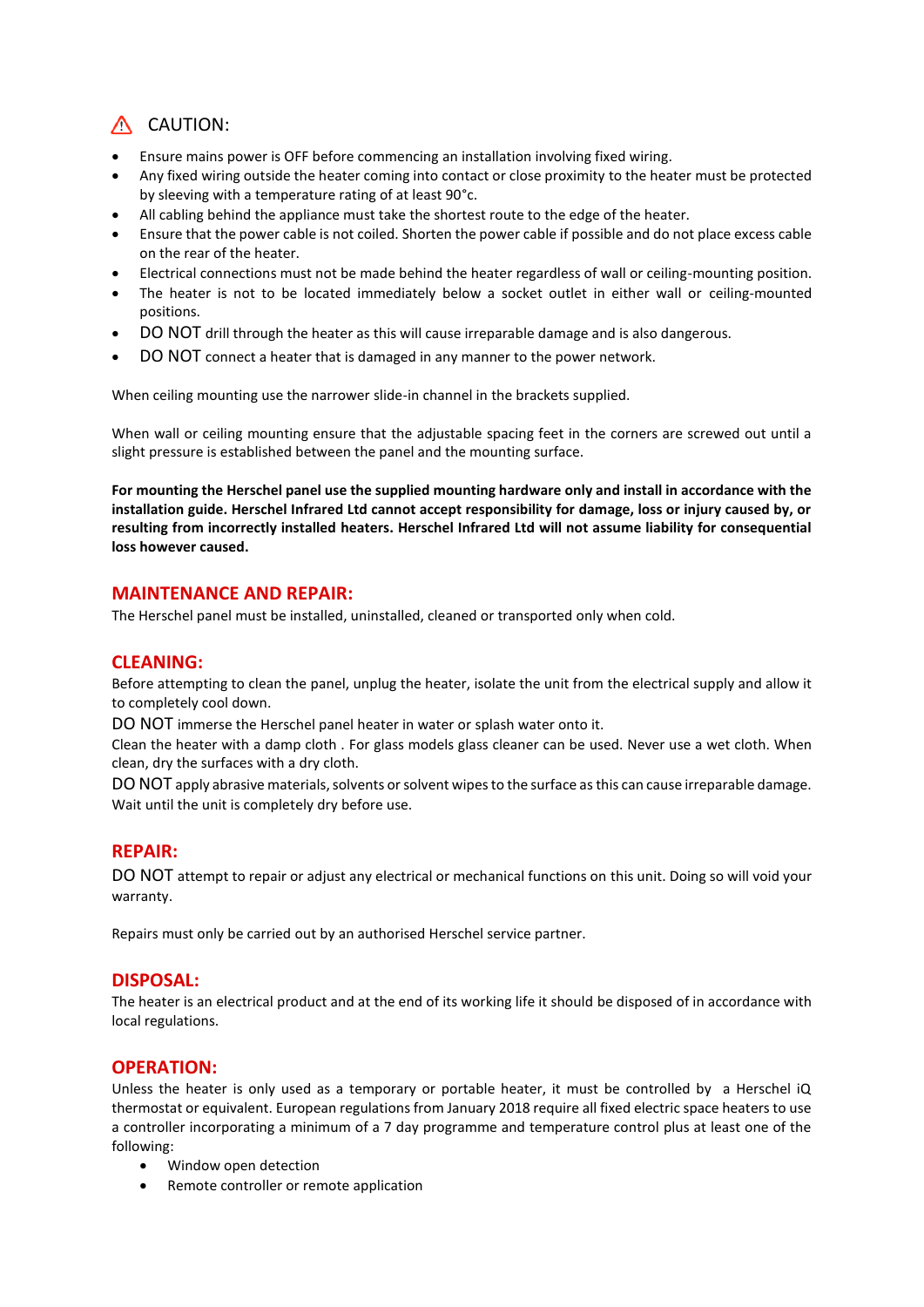## ⚠ CAUTION:

- Ensure mains power is OFF before commencing an installation involving fixed wiring.
- Any fixed wiring outside the heater coming into contact or close proximity to the heater must be protected by sleeving with a temperature rating of at least 90°c.
- All cabling behind the appliance must take the shortest route to the edge of the heater.
- Ensure that the power cable is not coiled. Shorten the power cable if possible and do not place excess cable on the rear of the heater.
- Electrical connections must not be made behind the heater regardless of wall or ceiling-mounting position.
- The heater is not to be located immediately below a socket outlet in either wall or ceiling-mounted positions.
- DO NOT drill through the heater as this will cause irreparable damage and is also dangerous.
- DO NOT connect a heater that is damaged in any manner to the power network.

When ceiling mounting use the narrower slide-in channel in the brackets supplied.

When wall or ceiling mounting ensure that the adjustable spacing feet in the corners are screwed out until a slight pressure is established between the panel and the mounting surface.

**For mounting the Herschel panel use the supplied mounting hardware only and install in accordance with the installation guide. Herschel Infrared Ltd cannot accept responsibility for damage, loss or injury caused by, or resulting from incorrectly installed heaters. Herschel Infrared Ltd will not assume liability for consequential loss however caused.**

## MAINTENANCE AND REPAIR:

The Herschel panel must be installed, uninstalled, cleaned or transported only when cold.

## CLEANING:

Before attempting to clean the panel, unplug the heater, isolate the unit from the electrical supply and allow it to completely cool down.

DO NOT immerse the Herschel panel heater in water or splash water onto it.

Clean the heater with a damp cloth . For glass models glass cleaner can be used. Never use a wet cloth. When clean, dry the surfaces with a dry cloth.

DO NOT apply abrasive materials, solvents or solvent wipes to the surface as this can cause irreparable damage. Wait until the unit is completely dry before use.

## REPAIR:

DO NOT attempt to repair or adjust any electrical or mechanical functions on this unit. Doing so will void your warranty.

Repairs must only be carried out by an authorised Herschel service partner.

## DISPOSAL:

The heater is an electrical product and at the end of its working life it should be disposed of in accordance with local regulations.

## OPERATION:

Unless the heater is only used as a temporary or portable heater, it must be controlled by a Herschel iQ thermostat or equivalent. European regulations from January 2018 require all fixed electric space heaters to use a controller incorporating a minimum of a 7 day programme and temperature control plus at least one of the following:

- Window open detection
- Remote controller or remote application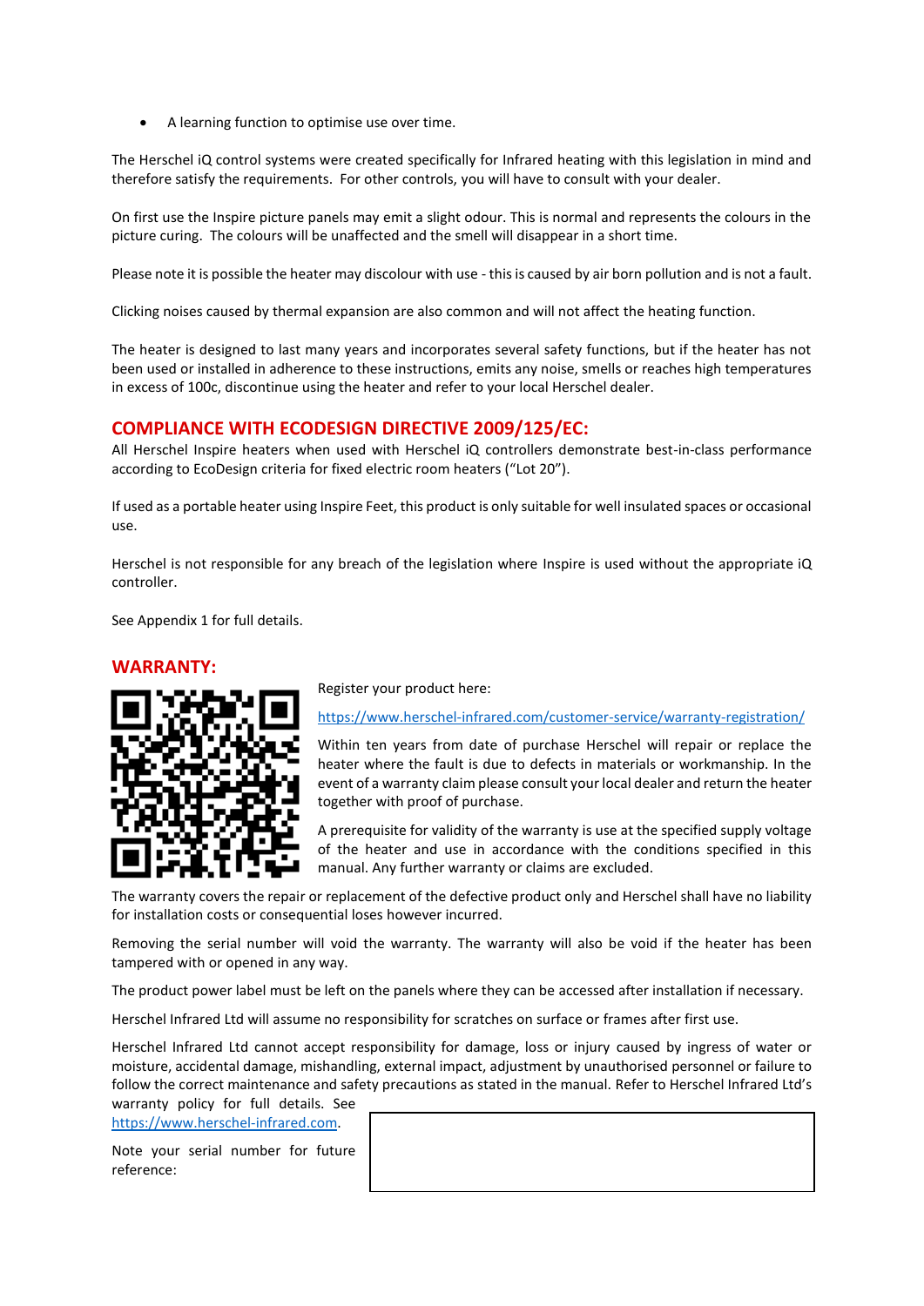- A learning function to optimise use over time.

The Herschel iQ control systems were created specifically for Infrared heating with this legislation in mind and therefore satisfy the requirements. For other controls, you will have to consult with your dealer.

On first use the Inspire picture panels may emit a slight odour. This is normal and represents the colours in the picture curing. The colours will be unaffected and the smell will disappear in a short time.

Please note it is possible the heater may discolour with use - this is caused by air born pollution and is not a fault.

Clicking noises caused by thermal expansion are also common and will not affect the heating function.

The heater is designed to last many years and incorporates several safety functions, but if the heater has not been used or installed in adherence to these instructions, emits any noise, smells or reaches high temperatures in excess of 100c, discontinue using the heater and refer to your local Herschel dealer.

## COMPLIANCE WITH ECODESIGN DIRECTIVE 2009/125/EC:

All Herschel Inspire heaters when used with Herschel iQ controllers demonstrate best-in-class performance according to EcoDesign criteria for fixed electric room heaters ("Lot 20").

If used as a portable heater using Inspire Feet, this product is only suitable for well insulated spaces or occasional use.

Herschel is not responsible for any breach of the legislation where Inspire is used without the appropriate iQ controller.

See Appendix 1 for full details.

## WARRANTY:

Register your product here:

https://www.herschel-infrared.com/customer-service/warranty-registration/

Within ten years from date of purchase Herschel will repair or replace the heater where the fault is due to defects in materials or workmanship. In the event of a warranty claim please consult your local dealer and return the heater together with proof of purchase.

A prerequisite for validity of the warranty is use at the specified supply voltage of the heater and use in accordance with the conditions specified in this manual. Any further warranty or claims are excluded.

The warranty covers the repair or replacement of the defective product only and Herschel shall have no liability for installation costs or consequential loses however incurred.

Removing the serial number will void the warranty. The warranty will also be void if the heater has been tampered with or opened in any way.

The product power label must be left on the panels where they can be accessed after installation if necessary.

Herschel Infrared Ltd will assume no responsibility for scratches on surface or frames after first use.

Herschel Infrared Ltd cannot accept responsibility for damage, loss or injury caused by ingress of water or moisture, accidental damage, mishandling, external impact, adjustment by unauthorised personnel or failure to follow the correct maintenance and safety precautions as stated in the manual. Refer to Herschel Infrared Ltd's warranty policy for full details. See https://www.herschel-infrared.com.

Note your serial number for future reference: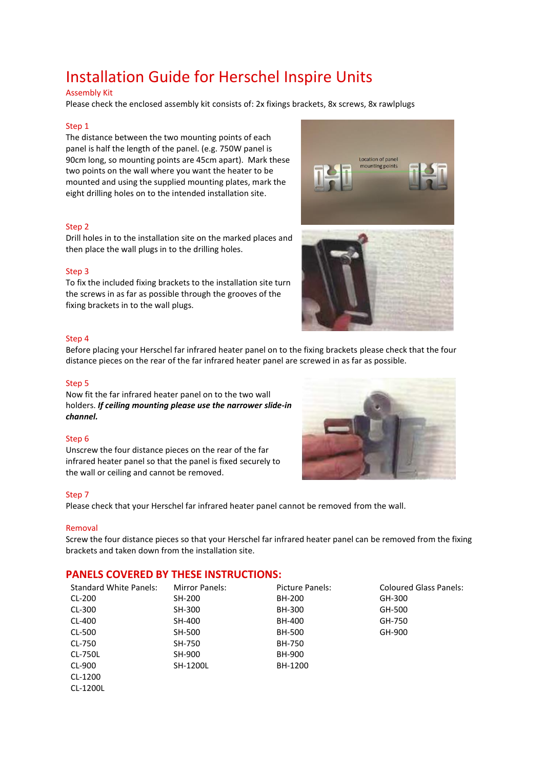# Installation Guide for Herschel Inspire Units

## Assembly Kit

Please check the enclosed assembly kit consists of: 2x fixings brackets, 8x screws, 8x rawlplugs

### Step 1

The distance between the two mounting points of each panel is half the length of the panel. (e.g. 750W panel is 90cm long, so mounting points are 45cm apart). Mark these two points on the wall where you want the heater to be mounted and using the supplied mounting plates, mark the eight drilling holes on to the intended installation site.

### Step 2

Drill holes in to the installation site on the marked places and then place the wall plugs in to the drilling holes.

### Step 3

To fix the included fixing brackets to the installation site turn the screws in as far as possible through the grooves of the fixing brackets in to the wall plugs.

### Step 4

Before placing your Herschel far infrared heater panel on to the fixing brackets please check that the four distance pieces on the rear of the far infrared heater panel are screwed in as far as possible.

### Step 5

Now fit the far infrared heater panel on to the two wall holders. ***If ceiling mounting please use the narrower slide-in channel.***

### Step 6

Unscrew the four distance pieces on the rear of the far infrared heater panel so that the panel is fixed securely to the wall or ceiling and cannot be removed.

### Step 7

Please check that your Herschel far infrared heater panel cannot be removed from the wall.

### Removal

Screw the four distance pieces so that your Herschel far infrared heater panel can be removed from the fixing brackets and taken down from the installation site.

## PANELS COVERED BY THESE INSTRUCTIONS:

| Standard White Panels: | Mirror Panels: | Picture Panels: | Coloured Glass Panels: |
|---|---|---|---|
| CL-200 | SH-200 | BH-200 | GH-300 |
| CL-300 | SH-300 | BH-300 | GH-500 |
| CL-400 | SH-400 | BH-400 | GH-750 |
| CL-500 | SH-500 | BH-500 | GH-900 |
| CL-750 | SH-750 | BH-750 | |
| CL-750L | SH-900 | BH-900 | |
| CL-900 | SH-1200L | BH-1200 | |
| CL-1200 | | | |
| CL-1200L | | | |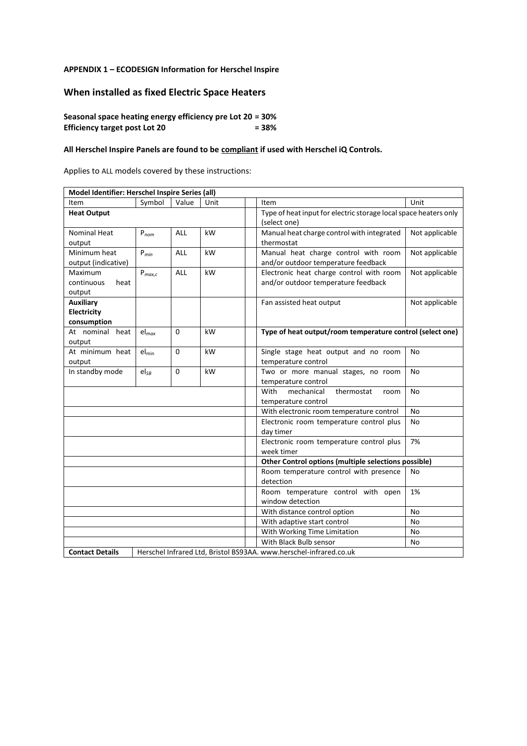**APPENDIX 1 – ECODESIGN Information for Herschel Inspire**

## When installed as fixed Electric Space Heaters

**Seasonal space heating energy efficiency pre Lot 20 = 30%**
**Efficiency target post Lot 20 = 38%**

**All Herschel Inspire Panels are found to be compliant if used with Herschel iQ Controls.**

Applies to ALL models covered by these instructions:

| **Model Identifier: Herschel Inspire Series (all)** | | | | | | |
|---|---|---|---|---|---|---|
| Item | Symbol | Value | Unit | | Item | Unit |
| **Heat Output** | | | | | Type of heat input for electric storage local space heaters only (select one) | |
| Nominal Heat output | $P_{nom}$ | ALL | kW | | Manual heat charge control with integrated thermostat | Not applicable |
| Minimum heat output (indicative) | $P_{min}$ | ALL | kW | | Manual heat charge control with room and/or outdoor temperature feedback | Not applicable |
| Maximum continuous heat output | $P_{max,c}$ | ALL | kW | | Electronic heat charge control with room and/or outdoor temperature feedback | Not applicable |
| **Auxiliary Electricity consumption** | | | | | Fan assisted heat output | Not applicable |
| At nominal heat output | $el_{max}$ | 0 | kW | | **Type of heat output/room temperature control (select one)** | |
| At minimum heat output | $el_{min}$ | 0 | kW | | Single stage heat output and no room temperature control | No |
| In standby mode | $el_{SB}$ | 0 | kW | | Two or more manual stages, no room temperature control | No |
| | | | | | With mechanical thermostat room temperature control | No |
| | | | | | With electronic room temperature control | No |
| | | | | | Electronic room temperature control plus day timer | No |
| | | | | | Electronic room temperature control plus week timer | 7% |
| | | | | | **Other Control options (multiple selections possible)** | |
| | | | | | Room temperature control with presence detection | No |
| | | | | | Room temperature control with open window detection | 1% |
| | | | | | With distance control option | No |
| | | | | | With adaptive start control | No |
| | | | | | With Working Time Limitation | No |
| | | | | | With Black Bulb sensor | No |
| **Contact Details** | Herschel Infrared Ltd, Bristol BS93AA. www.herschel-infrared.co.uk | | | | | |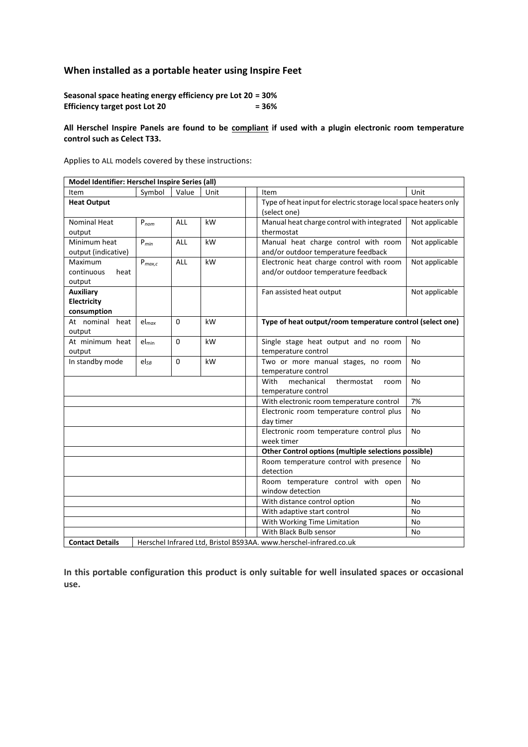## When installed as a portable heater using Inspire Feet

**Seasonal space heating energy efficiency pre Lot 20 = 30%**
**Efficiency target post Lot 20 = 36%**

**All Herschel Inspire Panels are found to be <u>compliant</u> if used with a plugin electronic room temperature control such as Celect T33.**

Applies to ALL models covered by these instructions:

| Model Identifier: Herschel Inspire Series (all) | | | | | | |
|---|---|---|---|---|---|---|
| Item | Symbol | Value | Unit | | Item | Unit |
| **Heat Output** | | | | | Type of heat input for electric storage local space heaters only (select one) | |
| Nominal Heat output | $P_{nom}$ | ALL | kW | | Manual heat charge control with integrated thermostat | Not applicable |
| Minimum heat output (indicative) | $P_{min}$ | ALL | kW | | Manual heat charge control with room and/or outdoor temperature feedback | Not applicable |
| Maximum continuous heat output | $P_{max,c}$ | ALL | kW | | Electronic heat charge control with room and/or outdoor temperature feedback | Not applicable |
| **Auxiliary Electricity consumption** | | | | | Fan assisted heat output | Not applicable |
| At nominal heat output | $el_{max}$ | 0 | kW | | **Type of heat output/room temperature control (select one)** | |
| At minimum heat output | $el_{min}$ | 0 | kW | | Single stage heat output and no room temperature control | No |
| In standby mode | $el_{SB}$ | 0 | kW | | Two or more manual stages, no room temperature control | No |
| | | | | | With mechanical thermostat room temperature control | No |
| | | | | | With electronic room temperature control | 7% |
| | | | | | Electronic room temperature control plus day timer | No |
| | | | | | Electronic room temperature control plus week timer | No |
| | | | | | **Other Control options (multiple selections possible)** | |
| | | | | | Room temperature control with presence detection | No |
| | | | | | Room temperature control with open window detection | No |
| | | | | | With distance control option | No |
| | | | | | With adaptive start control | No |
| | | | | | With Working Time Limitation | No |
| | | | | | With Black Bulb sensor | No |
| **Contact Details** | Herschel Infrared Ltd, Bristol BS93AA. www.herschel-infrared.co.uk | | | | | |

**In this portable configuration this product is only suitable for well insulated spaces or occasional use.**